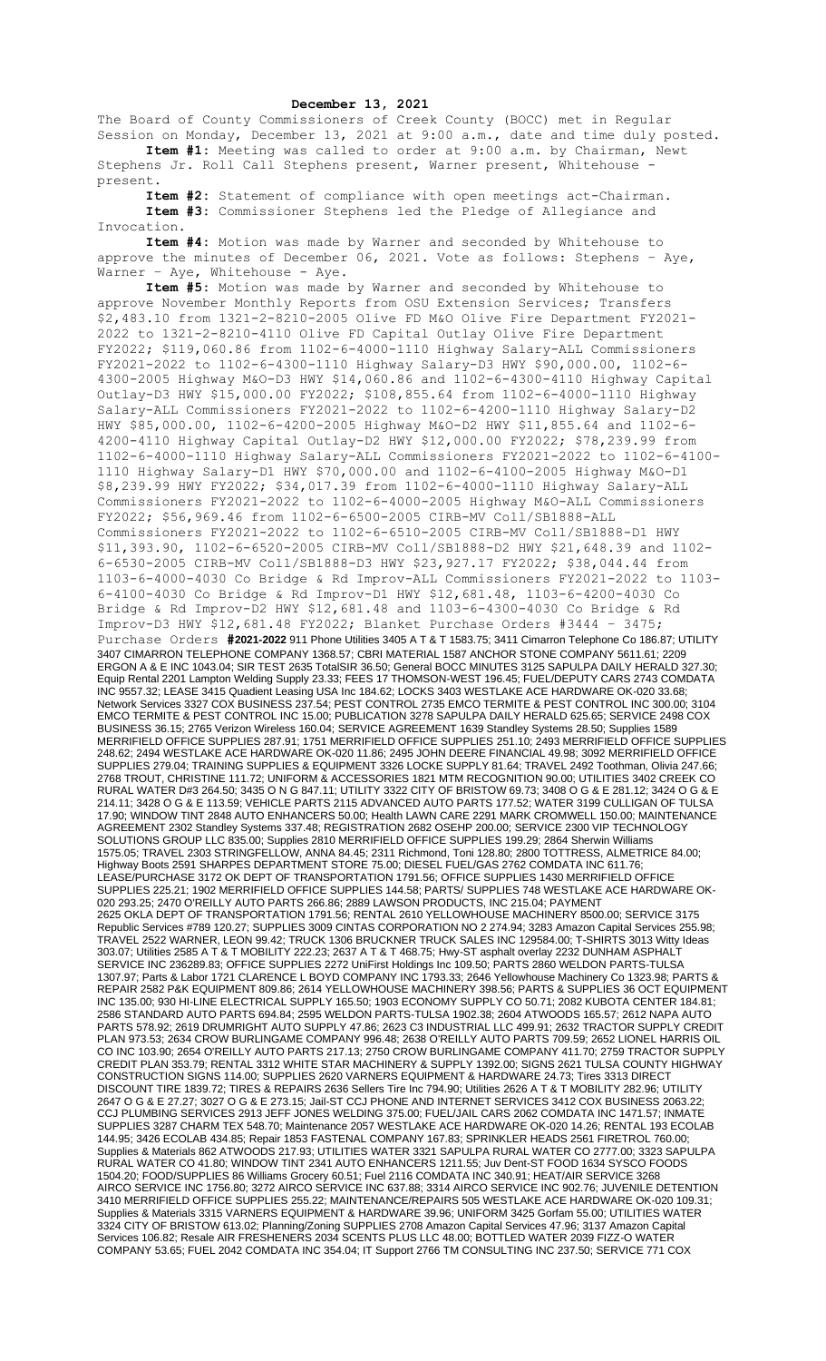**December 13, 2021**

The Board of County Commissioners of Creek County (BOCC) met in Regular Session on Monday, December 13, 2021 at 9:00 a.m., date and time duly posted.

**Item #1:** Meeting was called to order at 9:00 a.m. by Chairman, Newt Stephens Jr. Roll Call Stephens present, Warner present, Whitehouse - present.

**Item #2:** Statement of compliance with open meetings act-Chairman.

**Item #3:** Commissioner Stephens led the Pledge of Allegiance and Invocation.

**Item #4:** Motion was made by Warner and seconded by Whitehouse to approve the minutes of December 06, 2021. Vote as follows: Stephens – Aye, Warner – Aye, Whitehouse - Aye.

**Item #5:** Motion was made by Warner and seconded by Whitehouse to approve November Monthly Reports from OSU Extension Services; Transfers $2,483.10 from 1321-2-8210-2005 Olive FD M&O Olive Fire Department FY2021-2022 to 1321-2-8210-4110 Olive FD Capital Outlay Olive Fire Department FY2022; $119,060.86 from 1102-6-4000-1110 Highway Salary-ALL Commissioners FY2021-2022 to 1102-6-4300-1110 Highway Salary-D3 HWY $90,000.00, 1102-6-4300-2005 Highway M&O-D3 HWY $14,060.86 and 1102-6-4300-4110 Highway Capital Outlay-D3 HWY $15,000.00 FY2022; $108,855.64 from 1102-6-4000-1110 Highway Salary-ALL Commissioners FY2021-2022 to 1102-6-4200-1110 Highway Salary-D2 HWY $85,000.00, 1102-6-4200-2005 Highway M&O-D2 HWY $11,855.64 and 1102-6-4200-4110 Highway Capital Outlay-D2 HWY $12,000.00 FY2022; $78,239.99 from 1102-6-4000-1110 Highway Salary-ALL Commissioners FY2021-2022 to 1102-6-4100-1110 Highway Salary-D1 HWY $70,000.00 and 1102-6-4100-2005 Highway M&O-D1 $8,239.99 HWY FY2022; $34,017.39 from 1102-6-4000-1110 Highway Salary-ALL Commissioners FY2021-2022 to 1102-6-4000-2005 Highway M&O-ALL Commissioners FY2022; $56,969.46 from 1102-6-6500-2005 CIRB-MV Coll/SB1888-ALL Commissioners FY2021-2022 to 1102-6-6510-2005 CIRB-MV Coll/SB1888-D1 HWY $11,393.90, 1102-6-6520-2005 CIRB-MV Coll/SB1888-D2 HWY $21,648.39 and 1102-6-6530-2005 CIRB-MV Coll/SB1888-D3 HWY $23,927.17 FY2022; $38,044.44 from 1103-6-4000-4030 Co Bridge & Rd Improv-ALL Commissioners FY2021-2022 to 1103-6-4100-4030 Co Bridge & Rd Improv-D1 HWY $12,681.48, 1103-6-4200-4030 Co Bridge & Rd Improv-D2 HWY $12,681.48 and 1103-6-4300-4030 Co Bridge & Rd Improv-D3 HWY $12,681.48 FY2022; Blanket Purchase Orders #3444 - 3475; Purchase Orders **#2021-2022** 911 Phone Utilities 3405 A T & T 1583.75; 3411 Cimarron Telephone Co 186.87; UTILITY 3407 CIMARRON TELEPHONE COMPANY 1368.57; CBRI MATERIAL 1587 ANCHOR STONE COMPANY 5611.61; 2209 ERGON A & E INC 1043.04; SIR TEST 2635 TotalSIR 36.50; General BOCC MINUTES 3125 SAPULPA DAILY HERALD 327.30; Equip Rental 2201 Lampton Welding Supply 23.33; FEES 17 THOMSON-WEST 196.45; FUEL/DEPUTY CARS 2743 COMDATA INC 9557.32; LEASE 3415 Quadient Leasing USA Inc 184.62; LOCKS 3403 WESTLAKE ACE HARDWARE OK-020 33.68; Network Services 3327 COX BUSINESS 237.54; PEST CONTROL 2735 EMCO TERMITE & PEST CONTROL INC 300.00; 3104 EMCO TERMITE & PEST CONTROL INC 15.00; PUBLICATION 3278 SAPULPA DAILY HERALD 625.65; SERVICE 2498 COX BUSINESS 36.15; 2765 Verizon Wireless 160.04; SERVICE AGREEMENT 1639 Standley Systems 28.50; Supplies 1589 MERRIFIELD OFFICE SUPPLIES 287.91; 1751 MERRIFIELD OFFICE SUPPLIES 251.10; 2493 MERRIFIELD OFFICE SUPPLIES 248.62; 2494 WESTLAKE ACE HARDWARE OK-020 11.86; 2495 JOHN DEERE FINANCIAL 49.98; 3092 MERRIFIELD OFFICE SUPPLIES 279.04; TRAINING SUPPLIES & EQUIPMENT 3326 LOCKE SUPPLY 81.64; TRAVEL 2492 Toothman, Olivia 247.66; 2768 TROUT, CHRISTINE 111.72; UNIFORM & ACCESSORIES 1821 MTM RECOGNITION 90.00; UTILITIES 3402 CREEK CO RURAL WATER D#3 264.50; 3435 O N G 847.11; UTILITY 3322 CITY OF BRISTOW 69.73; 3408 O G & E 281.12; 3424 O G & E 214.11; 3428 O G & E 113.59; VEHICLE PARTS 2115 ADVANCED AUTO PARTS 177.52; WATER 3199 CULLIGAN OF TULSA 17.90; WINDOW TINT 2848 AUTO ENHANCERS 50.00; Health LAWN CARE 2291 MARK CROMWELL 150.00; MAINTENANCE AGREEMENT 2302 Standley Systems 337.48; REGISTRATION 2682 OSEHP 200.00; SERVICE 2300 VIP TECHNOLOGY SOLUTIONS GROUP LLC 835.00; Supplies 2810 MERRIFIELD OFFICE SUPPLIES 199.29; 2864 Sherwin Williams 1575.05; TRAVEL 2303 STRINGFELLOW, ANNA 84.45; 2311 Richmond, Toni 128.80; 2800 TOTTRESS, ALMETRICE 84.00; Highway Boots 2591 SHARPES DEPARTMENT STORE 75.00; DIESEL FUEL/GAS 2762 COMDATA INC 611.76; LEASE/PURCHASE 3172 OK DEPT OF TRANSPORTATION 1791.56; OFFICE SUPPLIES 1430 MERRIFIELD OFFICE SUPPLIES 225.21; 1902 MERRIFIELD OFFICE SUPPLIES 144.58; PARTS/ SUPPLIES 748 WESTLAKE ACE HARDWARE OK-020 293.25; 2470 O'REILLY AUTO PARTS 266.86; 2889 LAWSON PRODUCTS, INC 215.04; PAYMENT 2625 OKLA DEPT OF TRANSPORTATION 1791.56; RENTAL 2610 YELLOWHOUSE MACHINERY 8500.00; SERVICE 3175 Republic Services #789 120.27; SUPPLIES 3009 CINTAS CORPORATION NO 2 274.94; 3283 Amazon Capital Services 255.98; TRAVEL 2522 WARNER, LEON 99.42; TRUCK 1306 BRUCKNER TRUCK SALES INC 129584.00; T-SHIRTS 3013 Witty Ideas 303.07; Utilities 2585 A T & T MOBILITY 222.23; 2637 A T & T 468.75; Hwy-ST asphalt overlay 2232 DUNHAM ASPHALT SERVICE INC 236289.83; OFFICE SUPPLIES 2272 UniFirst Holdings Inc 109.50; PARTS 2860 WELDON PARTS-TULSA 1307.97; Parts & Labor 1721 CLARENCE L BOYD COMPANY INC 1793.33; 2646 Yellowhouse Machinery Co 1323.98; PARTS & REPAIR 2582 P&K EQUIPMENT 809.86; 2614 YELLOWHOUSE MACHINERY 398.56; PARTS & SUPPLIES 36 OCT EQUIPMENT INC 135.00; 930 HI-LINE ELECTRICAL SUPPLY 165.50; 1903 ECONOMY SUPPLY CO 50.71; 2082 KUBOTA CENTER 184.81; 2586 STANDARD AUTO PARTS 694.84; 2595 WELDON PARTS-TULSA 1902.38; 2604 ATWOODS 165.57; 2612 NAPA AUTO PARTS 578.92; 2619 DRUMRIGHT AUTO SUPPLY 47.86; 2623 C3 INDUSTRIAL LLC 499.91; 2632 TRACTOR SUPPLY CREDIT PLAN 973.53; 2634 CROW BURLINGAME COMPANY 996.48; 2638 O'REILLY AUTO PARTS 709.59; 2652 LIONEL HARRIS OIL CO INC 103.90; 2654 O'REILLY AUTO PARTS 217.13; 2750 CROW BURLINGAME COMPANY 411.70; 2759 TRACTOR SUPPLY CREDIT PLAN 353.79; RENTAL 3312 WHITE STAR MACHINERY & SUPPLY 1392.00; SIGNS 2621 TULSA COUNTY HIGHWAY CONSTRUCTION SIGNS 114.00; SUPPLIES 2620 VARNERS EQUIPMENT & HARDWARE 24.73; Tires 3313 DIRECT DISCOUNT TIRE 1839.72; TIRES & REPAIRS 2636 Sellers Tire Inc 794.90; Utilities 2626 A T & T MOBILITY 282.96; UTILITY 2647 O G & E 27.27; 3027 O G & E 273.15; Jail-ST CCJ PHONE AND INTERNET SERVICES 3412 COX BUSINESS 2063.22; CCJ PLUMBING SERVICES 2913 JEFF JONES WELDING 375.00; FUEL/JAIL CARS 2062 COMDATA INC 1471.57; INMATE SUPPLIES 3287 CHARM TEX 548.70; Maintenance 2057 WESTLAKE ACE HARDWARE OK-020 14.26; RENTAL 193 ECOLAB 144.95; 3426 ECOLAB 434.85; Repair 1853 FASTENAL COMPANY 167.83; SPRINKLER HEADS 2561 FIRETROL 760.00; Supplies & Materials 862 ATWOODS 217.93; UTILITIES WATER 3321 SAPULPA RURAL WATER CO 2777.00; 3323 SAPULPA RURAL WATER CO 41.80; WINDOW TINT 2341 AUTO ENHANCERS 1211.55; Juv Dent-ST FOOD 1634 SYSCO FOODS 1504.20; FOOD/SUPPLIES 86 Williams Grocery 60.51; Fuel 2116 COMDATA INC 340.91; HEAT/AIR SERVICE 3268 AIRCO SERVICE INC 1756.80; 3272 AIRCO SERVICE INC 637.88; 3314 AIRCO SERVICE INC 902.76; JUVENILE DETENTION 3410 MERRIFIELD OFFICE SUPPLIES 255.22; MAINTENANCE/REPAIRS 505 WESTLAKE ACE HARDWARE OK-020 109.31; Supplies & Materials 3315 VARNERS EQUIPMENT & HARDWARE 39.96; UNIFORM 3425 Gorfam 55.00; UTILITIES WATER 3324 CITY OF BRISTOW 613.02; Planning/Zoning SUPPLIES 2708 Amazon Capital Services 47.96; 3137 Amazon Capital Services 106.82; Resale AIR FRESHENERS 2034 SCENTS PLUS LLC 48.00; BOTTLED WATER 2039 FIZZ-O WATER COMPANY 53.65; FUEL 2042 COMDATA INC 354.04; IT Support 2766 TM CONSULTING INC 237.50; SERVICE 771 COX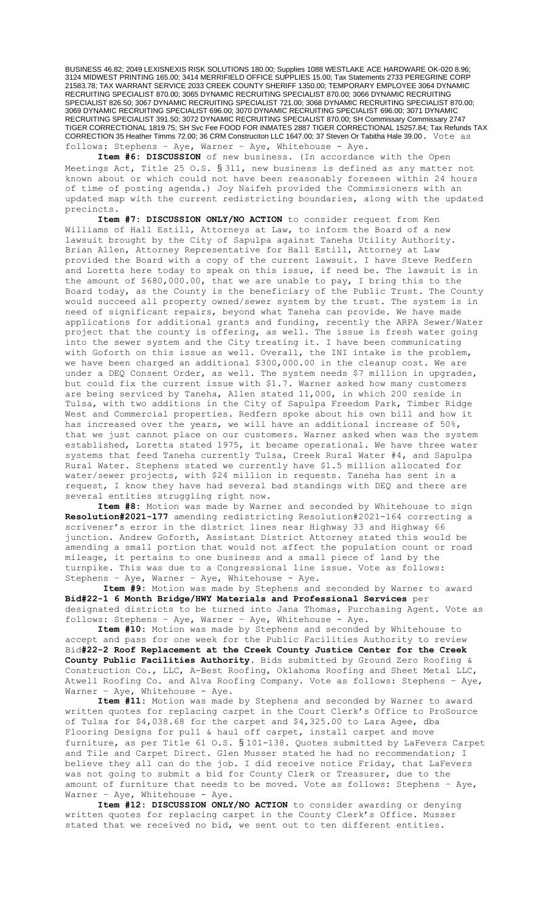BUSINESS 46.82; 2049 LEXISNEXIS RISK SOLUTIONS 180.00; Supplies 1088 WESTLAKE ACE HARDWARE OK-020 8.96; 3124 MIDWEST PRINTING 165.00; 3414 MERRIFIELD OFFICE SUPPLIES 15.00; Tax Statements 2733 PEREGRINE CORP 21583.78; TAX WARRANT SERVICE 2033 CREEK COUNTY SHERIFF 1350.00; TEMPORARY EMPLOYEE 3064 DYNAMIC RECRUITING SPECIALIST 870.00; 3065 DYNAMIC RECRUITING SPECIALIST 870.00; 3066 DYNAMIC RECRUITING SPECIALIST 826.50; 3067 DYNAMIC RECRUITING SPECIALIST 721.00; 3068 DYNAMIC RECRUITING SPECIALIST 870.00; 3069 DYNAMIC RECRUITING SPECIALIST 696.00; 3070 DYNAMIC RECRUITING SPECIALIST 696.00; 3071 DYNAMIC RECRUITING SPECIALIST 391.50; 3072 DYNAMIC RECRUITING SPECIALIST 870.00; SH Commissary Commissary 2747 TIGER CORRECTIONAL 1819.75; SH Svc Fee FOOD FOR INMATES 2887 TIGER CORRECTIONAL 15257.84; Tax Refunds TAX CORRECTION 35 Heather Timms 72.00; 36 CRM Construciton LLC 1647.00; 37 Steven Or Tabitha Hale 39.00. Vote as follows: Stephens – Aye, Warner – Aye, Whitehouse - Aye.

**Item #6: DISCUSSION** of new business. (In accordance with the Open Meetings Act, Title 25 O.S. § 311, new business is defined as any matter not known about or which could not have been reasonably foreseen within 24 hours of time of posting agenda.) Joy Naifeh provided the Commissioners with an updated map with the current redistricting boundaries, along with the updated precincts.

**Item #7: DISCUSSION ONLY/NO ACTION** to consider request from Ken Williams of Hall Estill, Attorneys at Law, to inform the Board of a new lawsuit brought by the City of Sapulpa against Taneha Utility Authority. Brian Allen, Attorney Representative for Hall Estill, Attorney at Law provided the Board with a copy of the current lawsuit. I have Steve Redfern and Loretta here today to speak on this issue, if need be. The lawsuit is in the amount of $680,000.00, that we are unable to pay, I bring this to the Board today, as the County is the beneficiary of the Public Trust. The County would succeed all property owned/sewer system by the trust. The system is in need of significant repairs, beyond what Taneha can provide. We have made applications for additional grants and funding, recently the ARPA Sewer/Water project that the county is offering, as well. The issue is fresh water going into the sewer system and the City treating it. I have been communicating with Goforth on this issue as well. Overall, the INI intake is the problem, we have been charged an additional $300,000.00 in the cleanup cost. We are under a DEQ Consent Order, as well. The system needs $7 million in upgrades, but could fix the current issue with $1.7. Warner asked how many customers are being serviced by Taneha, Allen stated 11,000, in which 200 reside in Tulsa, with two additions in the City of Sapulpa Freedom Park, Timber Ridge West and Commercial properties. Redfern spoke about his own bill and how it has increased over the years, we will have an additional increase of 50%, that we just cannot place on our customers. Warner asked when was the system established, Loretta stated 1975, it became operational. We have three water systems that feed Taneha currently Tulsa, Creek Rural Water #4, and Sapulpa Rural Water. Stephens stated we currently have $1.5 million allocated for water/sewer projects, with $24 million in requests. Taneha has sent in a request, I know they have had several bad standings with DEQ and there are several entities struggling right now.

**Item #8:** Motion was made by Warner and seconded by Whitehouse to sign **Resolution#2021-177** amending redistricting Resolution#2021-164 correcting a scrivener's error in the district lines near Highway 33 and Highway 66 junction. Andrew Goforth, Assistant District Attorney stated this would be amending a small portion that would not affect the population count or road mileage, it pertains to one business and a small piece of land by the turnpike. This was due to a Congressional line issue. Vote as follows: Stephens – Aye, Warner – Aye, Whitehouse - Aye.

**Item #9:** Motion was made by Stephens and seconded by Warner to award **Bid#22-1 6 Month Bridge/HWY Materials and Professional Services** per designated districts to be turned into Jana Thomas, Purchasing Agent. Vote as follows: Stephens – Aye, Warner – Aye, Whitehouse - Aye.

**Item #10:** Motion was made by Stephens and seconded by Whitehouse to accept and pass for one week for the Public Facilities Authority to review Bid**#22-2 Roof Replacement at the Creek County Justice Center for the Creek County Public Facilities Authority**. Bids submitted by Ground Zero Roofing & Construction Co., LLC, A-Best Roofing, Oklahoma Roofing and Sheet Metal LLC, Atwell Roofing Co. and Alva Roofing Company. Vote as follows: Stephens – Aye, Warner – Aye, Whitehouse - Aye.

**Item #11:** Motion was made by Stephens and seconded by Warner to award written quotes for replacing carpet in the Court Clerk's Office to ProSource of Tulsa for $4,038.68 for the carpet and $4,325.00 to Lara Agee, dba Flooring Designs for pull & haul off carpet, install carpet and move furniture, as per Title 61 O.S. § 101-138. Quotes submitted by LaFevers Carpet and Tile and Carpet Direct. Glen Musser stated he had no recommendation; I believe they all can do the job. I did receive notice Friday, that LaFevers was not going to submit a bid for County Clerk or Treasurer, due to the amount of furniture that needs to be moved. Vote as follows: Stephens – Aye, Warner – Aye, Whitehouse - Aye.

**Item #12: DISCUSSION ONLY/NO ACTION** to consider awarding or denying written quotes for replacing carpet in the County Clerk's Office. Musser stated that we received no bid, we sent out to ten different entities.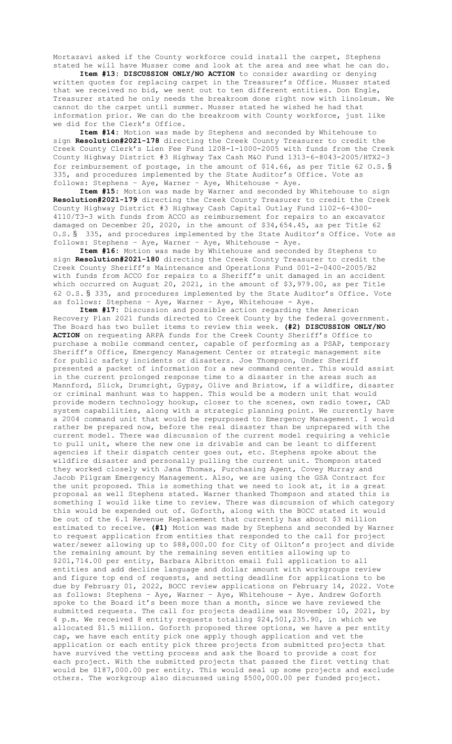Mortazavi asked if the County workforce could install the carpet, Stephens stated he will have Musser come and look at the area and see what he can do.

**Item #13: DISCUSSION ONLY/NO ACTION** to consider awarding or denying written quotes for replacing carpet in the Treasurer's Office. Musser stated that we received no bid, we sent out to ten different entities. Don Engle, Treasurer stated he only needs the breakroom done right now with linoleum. We cannot do the carpet until summer. Musser stated he wished he had that information prior. We can do the breakroom with County workforce, just like we did for the Clerk's Office.

**Item #14:** Motion was made by Stephens and seconded by Whitehouse to sign **Resolution#2021-178** directing the Creek County Treasurer to credit the Creek County Clerk's Lien Fee Fund 1208-1-1000-2005 with funds from the Creek County Highway District #3 Highway Tax Cash M&O Fund 1313-6-8043-2005/HTX2-3 for reimbursement of postage, in the amount of $14.66, as per Title 62 O.S.§ 335, and procedures implemented by the State Auditor's Office. Vote as follows: Stephens – Aye, Warner – Aye, Whitehouse - Aye.

**Item #15:** Motion was made by Warner and seconded by Whitehouse to sign **Resolution#2021-179** directing the Creek County Treasurer to credit the Creek County Highway District #3 Highway Cash Capital Outlay Fund 1102-6-4300-4110/T3-3 with funds from ACCO as reimbursement for repairs to an excavator damaged on December 20, 2020, in the amount of $34,654.45, as per Title 62 O.S.§ 335, and procedures implemented by the State Auditor's Office. Vote as follows: Stephens – Aye, Warner – Aye, Whitehouse - Aye.

**Item #16:** Motion was made by Whitehouse and seconded by Stephens to sign **Resolution#2021-180** directing the Creek County Treasurer to credit the Creek County Sheriff's Maintenance and Operations Fund 001-2-0400-2005/B2 with funds from ACCO for repairs to a Sheriff's unit damaged in an accident which occurred on August 20, 2021, in the amount of $3,979.00, as per Title 62 O.S.§ 335, and procedures implemented by the State Auditor's Office. Vote as follows: Stephens – Aye, Warner – Aye, Whitehouse - Aye.

**Item #17:** Discussion and possible action regarding the American Recovery Plan 2021 funds directed to Creek County by the federal government. The Board has two bullet items to review this week. **(#2) DISCUSSION ONLY/NO ACTION** on requesting ARPA funds for the Creek County Sheriff's Office to purchase a mobile command center, capable of performing as a PSAP, temporary Sheriff's Office, Emergency Management Center or strategic management site for public safety incidents or disasters. Joe Thompson, Under Sheriff presented a packet of information for a new command center. This would assist in the current prolonged response time to a disaster in the areas such as Mannford, Slick, Drumright, Gypsy, Olive and Bristow, if a wildfire, disaster or criminal manhunt was to happen. This would be a modern unit that would provide modern technology hookup, closer to the scenes, own radio tower, CAD system capabilities, along with a strategic planning point. We currently have a 2004 command unit that would be repurposed to Emergency Management. I would rather be prepared now, before the real disaster than be unprepared with the current model. There was discussion of the current model requiring a vehicle to pull unit, where the new one is drivable and can be leant to different agencies if their dispatch center goes out, etc. Stephens spoke about the wildfire disaster and personally pulling the current unit. Thompson stated they worked closely with Jana Thomas, Purchasing Agent, Covey Murray and Jacob Pilgram Emergency Management. Also, we are using the GSA Contract for the unit proposed. This is something that we need to look at, it is a great proposal as well Stephens stated. Warner thanked Thompson and stated this is something I would like time to review. There was discussion of which category this would be expended out of. Goforth, along with the BOCC stated it would be out of the 6.1 Revenue Replacement that currently has about $3 million estimated to receive. **(#1)** Motion was made by Stephens and seconded by Warner to request application from entities that responded to the call for project water/sewer allowing up to $88,000.00 for City of Oilton's project and divide the remaining amount by the remaining seven entities allowing up to $201,714.00 per entity, Barbara Albritton email full application to all entities and add decline language and dollar amount with workgroups review and figure top end of requests, and setting deadline for applications to be due by February 01, 2022, BOCC review applications on February 14, 2022. Vote as follows: Stephens – Aye, Warner – Aye, Whitehouse - Aye. Andrew Goforth spoke to the Board it's been more than a month, since we have reviewed the submitted requests. The call for projects deadline was November 10, 2021, by 4 p.m. We received 8 entity requests totaling $24,501,235.90, in which we allocated $1.5 million. Goforth proposed three options, we have a per entity cap, we have each entity pick one apply though application and vet the application or each entity pick three projects from submitted projects that have survived the vetting process and ask the Board to provide a cost for each project. With the submitted projects that passed the first vetting that would be $187,000.00 per entity. This would seal up some projects and exclude others. The workgroup also discussed using $500,000.00 per funded project.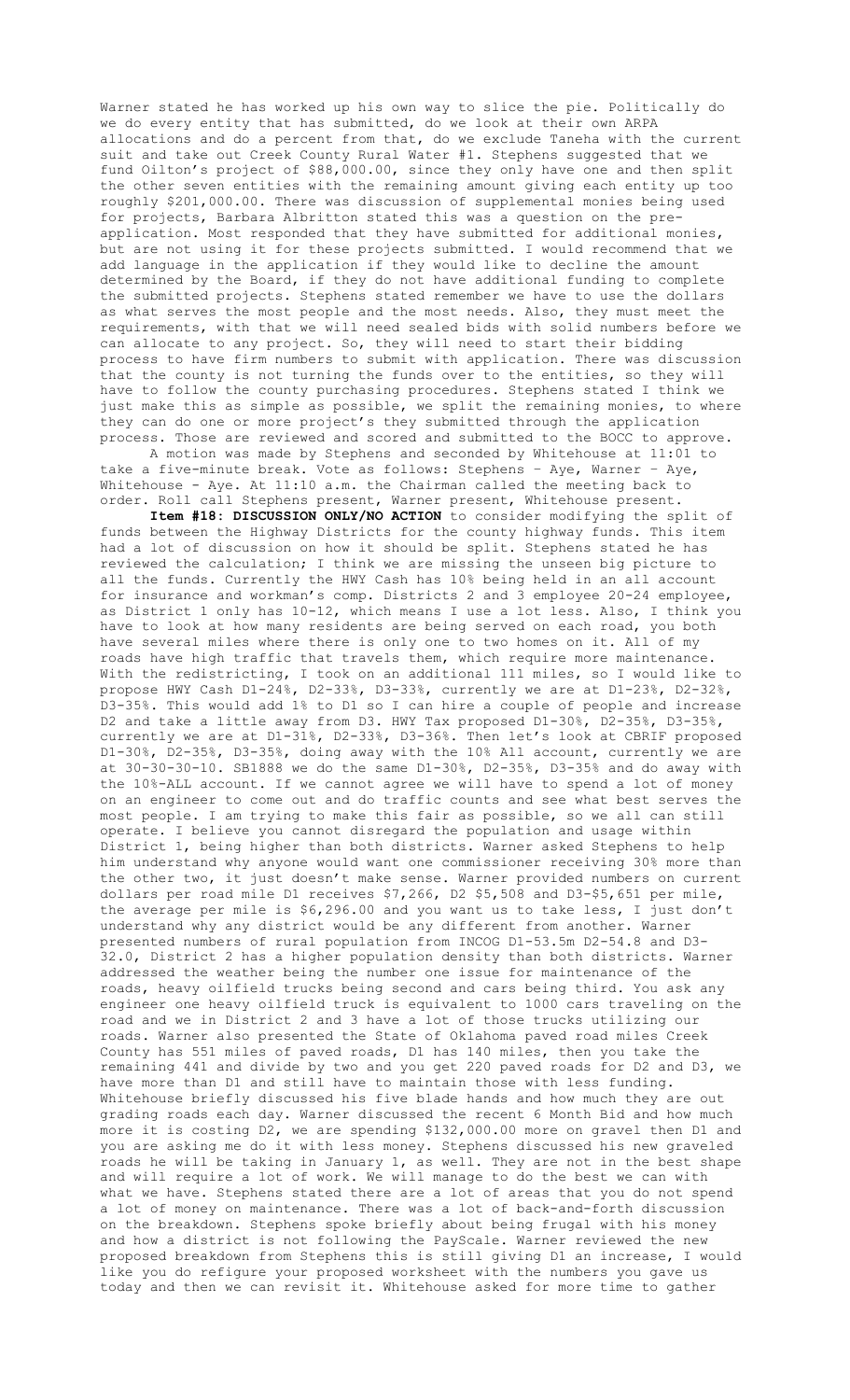Warner stated he has worked up his own way to slice the pie. Politically do we do every entity that has submitted, do we look at their own ARPA allocations and do a percent from that, do we exclude Taneha with the current suit and take out Creek County Rural Water #1. Stephens suggested that we fund Oilton's project of $88,000.00, since they only have one and then split the other seven entities with the remaining amount giving each entity up too roughly $201,000.00. There was discussion of supplemental monies being used for projects, Barbara Albritton stated this was a question on the pre-application. Most responded that they have submitted for additional monies, but are not using it for these projects submitted. I would recommend that we add language in the application if they would like to decline the amount determined by the Board, if they do not have additional funding to complete the submitted projects. Stephens stated remember we have to use the dollars as what serves the most people and the most needs. Also, they must meet the requirements, with that we will need sealed bids with solid numbers before we can allocate to any project. So, they will need to start their bidding process to have firm numbers to submit with application. There was discussion that the county is not turning the funds over to the entities, so they will have to follow the county purchasing procedures. Stephens stated I think we just make this as simple as possible, we split the remaining monies, to where they can do one or more project's they submitted through the application process. Those are reviewed and scored and submitted to the BOCC to approve.

A motion was made by Stephens and seconded by Whitehouse at 11:01 to take a five-minute break. Vote as follows: Stephens – Aye, Warner – Aye, Whitehouse - Aye. At 11:10 a.m. the Chairman called the meeting back to order. Roll call Stephens present, Warner present, Whitehouse present.

**Item #18: DISCUSSION ONLY/NO ACTION** to consider modifying the split of funds between the Highway Districts for the county highway funds. This item had a lot of discussion on how it should be split. Stephens stated he has reviewed the calculation; I think we are missing the unseen big picture to all the funds. Currently the HWY Cash has 10% being held in an all account for insurance and workman's comp. Districts 2 and 3 employee 20-24 employee, as District 1 only has 10-12, which means I use a lot less. Also, I think you have to look at how many residents are being served on each road, you both have several miles where there is only one to two homes on it. All of my roads have high traffic that travels them, which require more maintenance. With the redistricting, I took on an additional 111 miles, so I would like to propose HWY Cash D1-24%, D2-33%, D3-33%, currently we are at D1-23%, D2-32%, D3-35%. This would add 1% to D1 so I can hire a couple of people and increase D2 and take a little away from D3. HWY Tax proposed D1-30%, D2-35%, D3-35%, currently we are at D1-31%, D2-33%, D3-36%. Then let's look at CBRIF proposed D1-30%, D2-35%, D3-35%, doing away with the 10% All account, currently we are at 30-30-30-10. SB1888 we do the same D1-30%, D2-35%, D3-35% and do away with the 10%-ALL account. If we cannot agree we will have to spend a lot of money on an engineer to come out and do traffic counts and see what best serves the most people. I am trying to make this fair as possible, so we all can still operate. I believe you cannot disregard the population and usage within District 1, being higher than both districts. Warner asked Stephens to help him understand why anyone would want one commissioner receiving 30% more than the other two, it just doesn't make sense. Warner provided numbers on current dollars per road mile D1 receives $7,266, D2 $5,508 and D3-$5,651 per mile, the average per mile is $6,296.00 and you want us to take less, I just don't understand why any district would be any different from another. Warner presented numbers of rural population from INCOG D1-53.5m D2-54.8 and D3-32.0, District 2 has a higher population density than both districts. Warner addressed the weather being the number one issue for maintenance of the roads, heavy oilfield trucks being second and cars being third. You ask any engineer one heavy oilfield truck is equivalent to 1000 cars traveling on the road and we in District 2 and 3 have a lot of those trucks utilizing our roads. Warner also presented the State of Oklahoma paved road miles Creek County has 551 miles of paved roads, D1 has 140 miles, then you take the remaining 441 and divide by two and you get 220 paved roads for D2 and D3, we have more than D1 and still have to maintain those with less funding. Whitehouse briefly discussed his five blade hands and how much they are out grading roads each day. Warner discussed the recent 6 Month Bid and how much more it is costing D2, we are spending $132,000.00 more on gravel then D1 and you are asking me do it with less money. Stephens discussed his new graveled roads he will be taking in January 1, as well. They are not in the best shape and will require a lot of work. We will manage to do the best we can with what we have. Stephens stated there are a lot of areas that you do not spend a lot of money on maintenance. There was a lot of back-and-forth discussion on the breakdown. Stephens spoke briefly about being frugal with his money and how a district is not following the PayScale. Warner reviewed the new proposed breakdown from Stephens this is still giving D1 an increase, I would like you do refigure your proposed worksheet with the numbers you gave us today and then we can revisit it. Whitehouse asked for more time to gather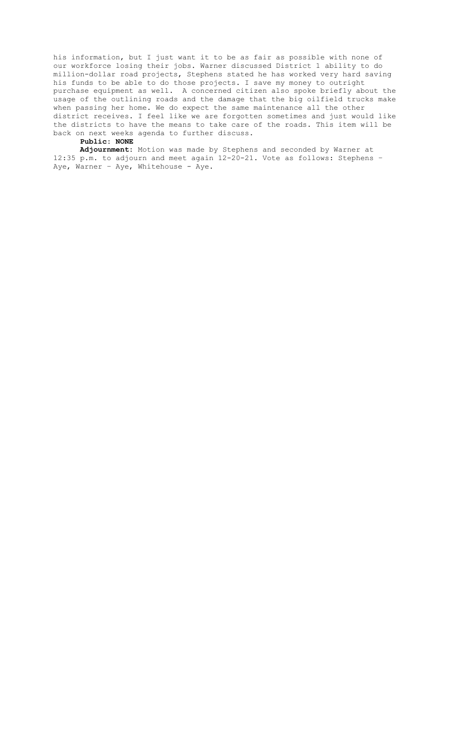his information, but I just want it to be as fair as possible with none of our workforce losing their jobs. Warner discussed District 1 ability to do million-dollar road projects, Stephens stated he has worked very hard saving his funds to be able to do those projects. I save my money to outright purchase equipment as well. A concerned citizen also spoke briefly about the usage of the outlining roads and the damage that the big oilfield trucks make when passing her home. We do expect the same maintenance all the other district receives. I feel like we are forgotten sometimes and just would like the districts to have the means to take care of the roads. This item will be back on next weeks agenda to further discuss.

**Public: NONE**

**Adjournment:** Motion was made by Stephens and seconded by Warner at 12:35 p.m. to adjourn and meet again 12-20-21. Vote as follows: Stephens – Aye, Warner – Aye, Whitehouse - Aye.